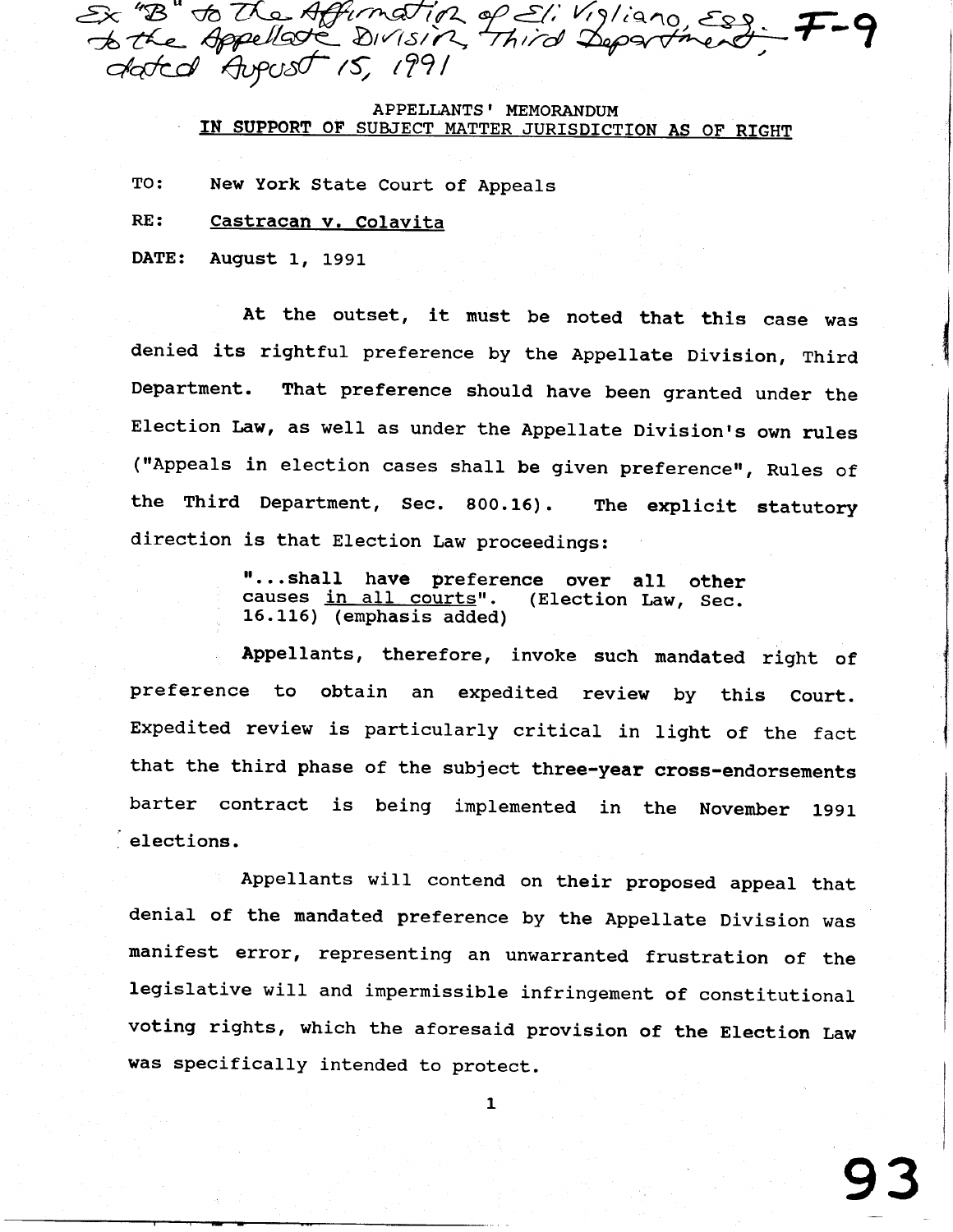Ex "B" to the Affirmation of Eli Vigliano, Esq. to the Appellate Division, Third Department, dated August 15, 1991 F-9

APPELLANTS' MEMORANDUM
<u>IN SUPPORT OF SUBJECT MATTER JURISDICTION AS OF RIGHT</u>

TO: New York State Court of Appeals

RE: <u>Castracan v. Colavita</u>

DATE: August 1, 1991

At the outset, it must be noted that this case was denied its rightful preference by the Appellate Division, Third Department. That preference should have been granted under the Election Law, as well as under the Appellate Division's own rules ("Appeals in election cases shall be given preference", Rules of the Third Department, Sec. 800.16). The explicit statutory direction is that Election Law proceedings:

> "...shall have preference over all other causes <u>in all courts</u>". (Election Law, Sec. 16.116) (emphasis added)

Appellants, therefore, invoke such mandated right of preference to obtain an expedited review by this Court. Expedited review is particularly critical in light of the fact that the third phase of the subject three-year cross-endorsements barter contract is being implemented in the November 1991 elections.

Appellants will contend on their proposed appeal that denial of the mandated preference by the Appellate Division was manifest error, representing an unwarranted frustration of the legislative will and impermissible infringement of constitutional voting rights, which the aforesaid provision of the Election Law was specifically intended to protect.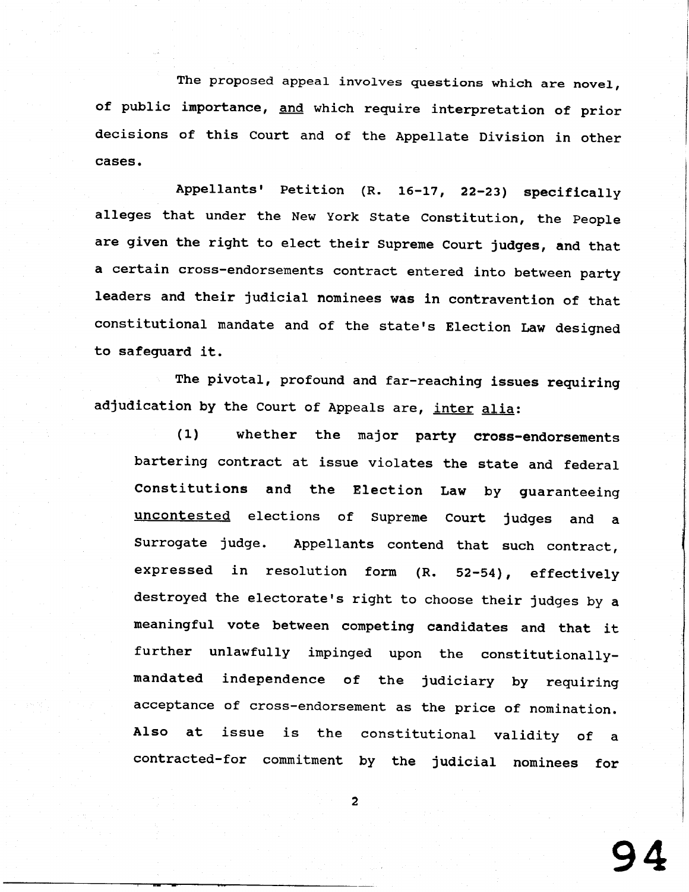The proposed appeal involves questions which are novel, of public importance, <u>and</u> which require interpretation of prior decisions of this Court and of the Appellate Division in other cases.

Appellants' Petition (R. 16-17, 22-23) specifically alleges that under the New York State Constitution, the People are given the right to elect their Supreme Court judges, and that a certain cross-endorsements contract entered into between party leaders and their judicial nominees was in contravention of that constitutional mandate and of the state's Election Law designed to safeguard it.

The pivotal, profound and far-reaching issues requiring adjudication by the Court of Appeals are, <u>inter alia</u>:

> (1) whether the major party cross-endorsements bartering contract at issue violates the state and federal Constitutions and the Election Law by guaranteeing <u>uncontested</u> elections of Supreme Court judges and a Surrogate judge. Appellants contend that such contract, expressed in resolution form (R. 52-54), effectively destroyed the electorate's right to choose their judges by a meaningful vote between competing candidates and that it further unlawfully impinged upon the constitutionally-mandated independence of the judiciary by requiring acceptance of cross-endorsement as the price of nomination. Also at issue is the constitutional validity of a contracted-for commitment by the judicial nominees for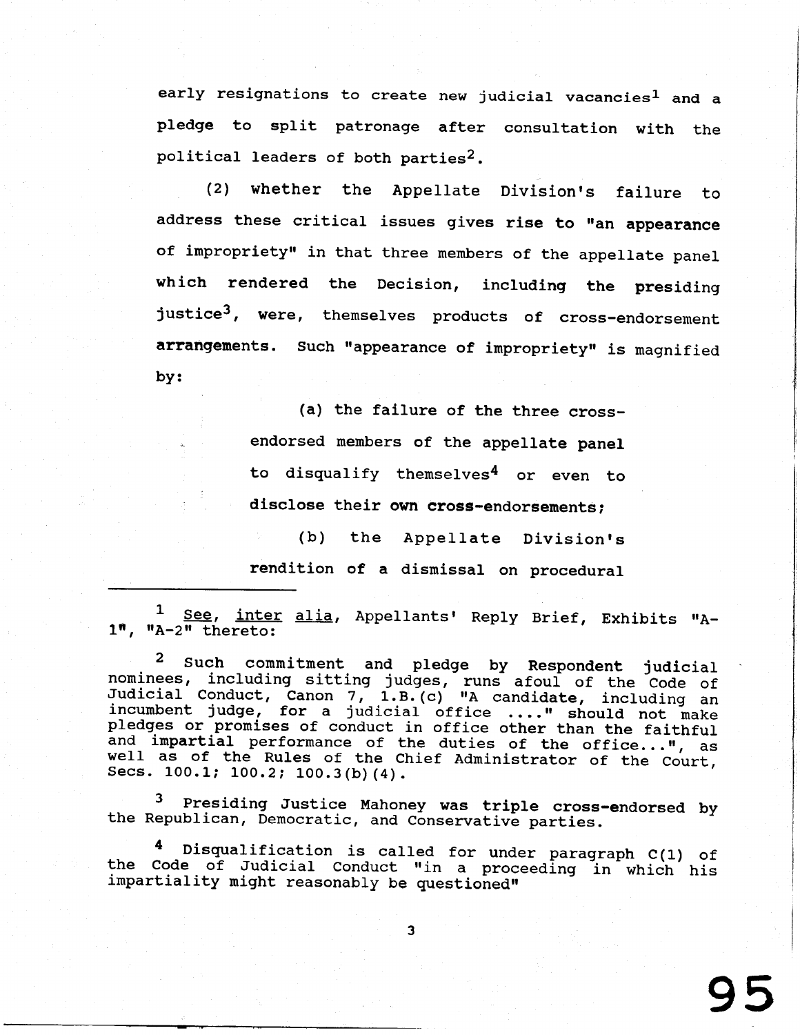early resignations to create new judicial vacancies[1] and a pledge to split patronage after consultation with the political leaders of both parties[2].

(2) whether the Appellate Division's failure to address these critical issues gives rise to "an appearance of impropriety" in that three members of the appellate panel which rendered the Decision, including the presiding justice[3], were, themselves products of cross-endorsement arrangements. Such "appearance of impropriety" is magnified by:

> (a) the failure of the three cross-endorsed members of the appellate panel to disqualify themselves[4] or even to disclose their own cross-endorsements;
>
> (b) the Appellate Division's rendition of a dismissal on procedural

---

[1] See, inter alia, Appellants' Reply Brief, Exhibits "A-1", "A-2" thereto:

[2] Such commitment and pledge by Respondent judicial nominees, including sitting judges, runs afoul of the Code of Judicial Conduct, Canon 7, 1.B.(c) "A candidate, including an incumbent judge, for a judicial office ...." should not make pledges or promises of conduct in office other than the faithful and impartial performance of the duties of the office...", as well as of the Rules of the Chief Administrator of the Court, Secs. 100.1; 100.2; 100.3(b)(4).

[3] Presiding Justice Mahoney was triple cross-endorsed by the Republican, Democratic, and Conservative parties.

[4] Disqualification is called for under paragraph C(1) of the Code of Judicial Conduct "in a proceeding in which his impartiality might reasonably be questioned"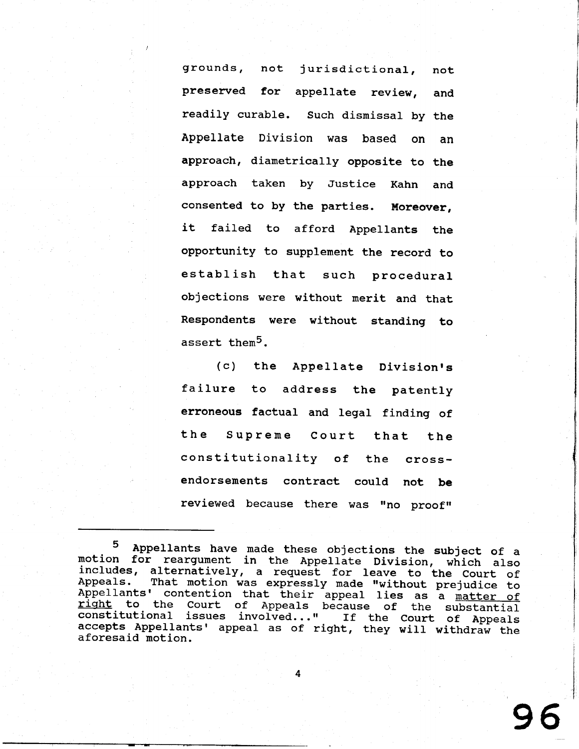grounds, not jurisdictional, not preserved for appellate review, and readily curable. Such dismissal by the Appellate Division was based on an approach, diametrically opposite to the approach taken by Justice Kahn and consented to by the parties. Moreover, it failed to afford Appellants the opportunity to supplement the record to establish that such procedural objections were without merit and that Respondents were without standing to assert them[5].

(c) the Appellate Division's failure to address the patently erroneous factual and legal finding of the Supreme Court that the constitutionality of the cross-endorsements contract could not be reviewed because there was "no proof"

---

[5] Appellants have made these objections the subject of a motion for reargument in the Appellate Division, which also includes, alternatively, a request for leave to the Court of Appeals. That motion was expressly made "without prejudice to Appellants' contention that their appeal lies as a matter of right to the Court of Appeals because of the substantial constitutional issues involved..." If the Court of Appeals accepts Appellants' appeal as of right, they will withdraw the aforesaid motion.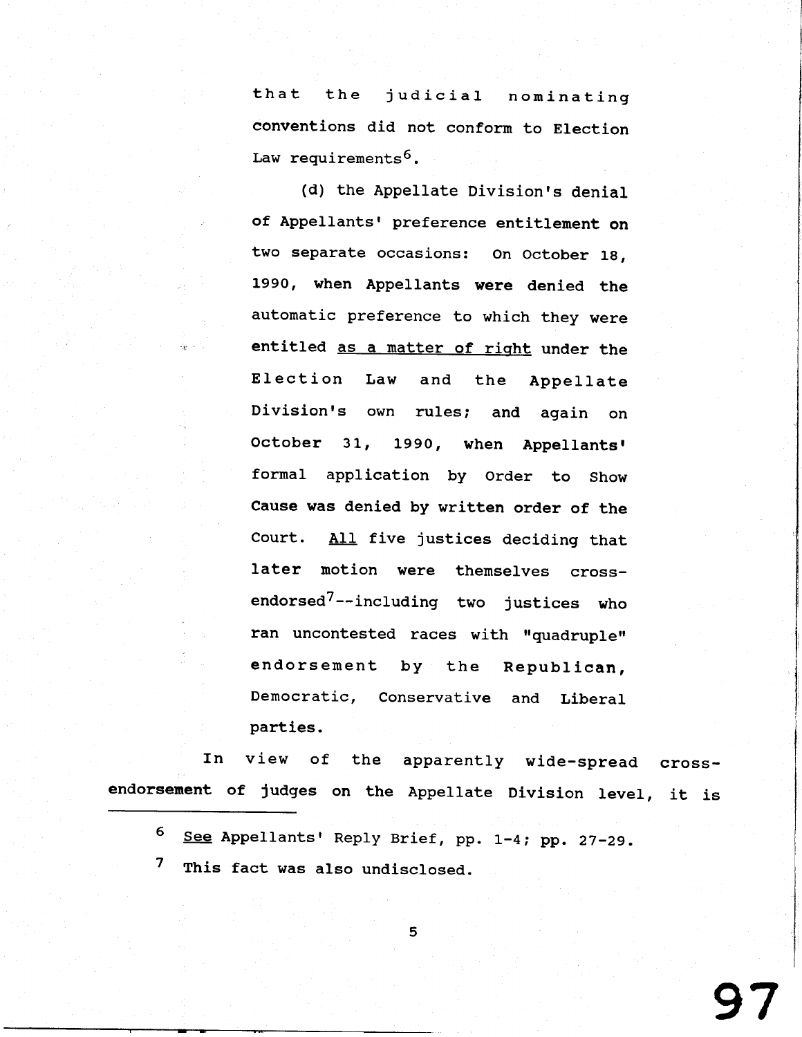that the judicial nominating conventions did not conform to Election Law requirements[6].

(d) the Appellate Division's denial of Appellants' preference entitlement on two separate occasions: On October 18, 1990, when Appellants were denied the automatic preference to which they were entitled as a matter of right under the Election Law and the Appellate Division's own rules; and again on October 31, 1990, when Appellants' formal application by Order to Show Cause was denied by written order of the Court. All five justices deciding that later motion were themselves cross-endorsed[7]--including two justices who ran uncontested races with "quadruple" endorsement by the Republican, Democratic, Conservative and Liberal parties.

In view of the apparently wide-spread cross-endorsement of judges on the Appellate Division level, it is

---

[6] See Appellants' Reply Brief, pp. 1-4; pp. 27-29.

[7] This fact was also undisclosed.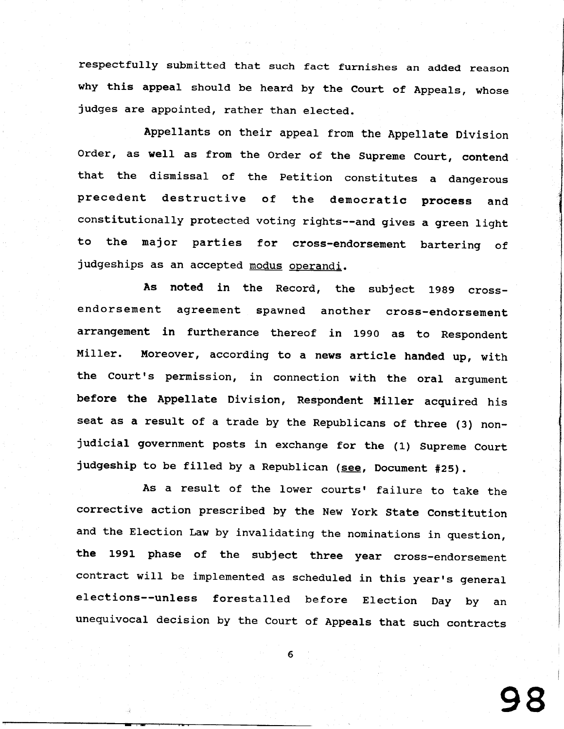respectfully submitted that such fact furnishes an added reason why this appeal should be heard by the Court of Appeals, whose judges are appointed, rather than elected.

Appellants on their appeal from the Appellate Division Order, as well as from the Order of the Supreme Court, contend that the dismissal of the Petition constitutes a dangerous precedent destructive of the democratic process and constitutionally protected voting rights--and gives a green light to the major parties for cross-endorsement bartering of judgeships as an accepted <u>modus operandi</u>.

As noted in the Record, the subject 1989 cross-endorsement agreement spawned another cross-endorsement arrangement in furtherance thereof in 1990 as to Respondent Miller. Moreover, according to a news article handed up, with the Court's permission, in connection with the oral argument before the Appellate Division, Respondent Miller acquired his seat as a result of a trade by the Republicans of three (3) non-judicial government posts in exchange for the (1) Supreme Court judgeship to be filled by a Republican (<u>see</u>, Document #25).

As a result of the lower courts' failure to take the corrective action prescribed by the New York State Constitution and the Election Law by invalidating the nominations in question, the 1991 phase of the subject three year cross-endorsement contract will be implemented as scheduled in this year's general elections--unless forestalled before Election Day by an unequivocal decision by the Court of Appeals that such contracts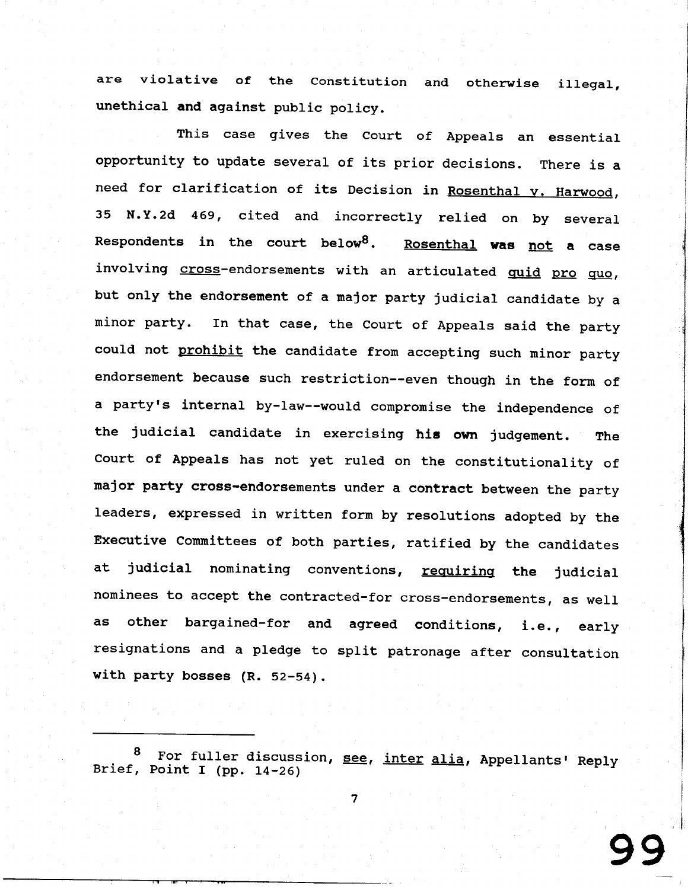are violative of the Constitution and otherwise illegal, unethical and against public policy.

This case gives the Court of Appeals an essential opportunity to update several of its prior decisions. There is a need for clarification of its Decision in Rosenthal v. Harwood, 35 N.Y.2d 469, cited and incorrectly relied on by several Respondents in the court below[8]. Rosenthal **was** not a case involving cross-endorsements with an articulated quid pro quo, but only the endorsement of a major party judicial candidate by a minor party. In that case, the Court of Appeals said the party could not prohibit the candidate from accepting such minor party endorsement because such restriction--even though in the form of a party's internal by-law--would compromise the independence of the judicial candidate in exercising **his own** judgement. The Court of Appeals has not yet ruled on the constitutionality of major party cross-endorsements under a contract between the party leaders, expressed in written form by resolutions adopted by the Executive Committees of both parties, ratified by the candidates at judicial nominating conventions, requiring the judicial nominees to accept the contracted-for cross-endorsements, as well as other bargained-for and agreed conditions, i.e., early resignations and a pledge to split patronage after consultation with party bosses (R. 52-54).

---

[8] For fuller discussion, see, inter alia, Appellants' Reply Brief, Point I (pp. 14-26)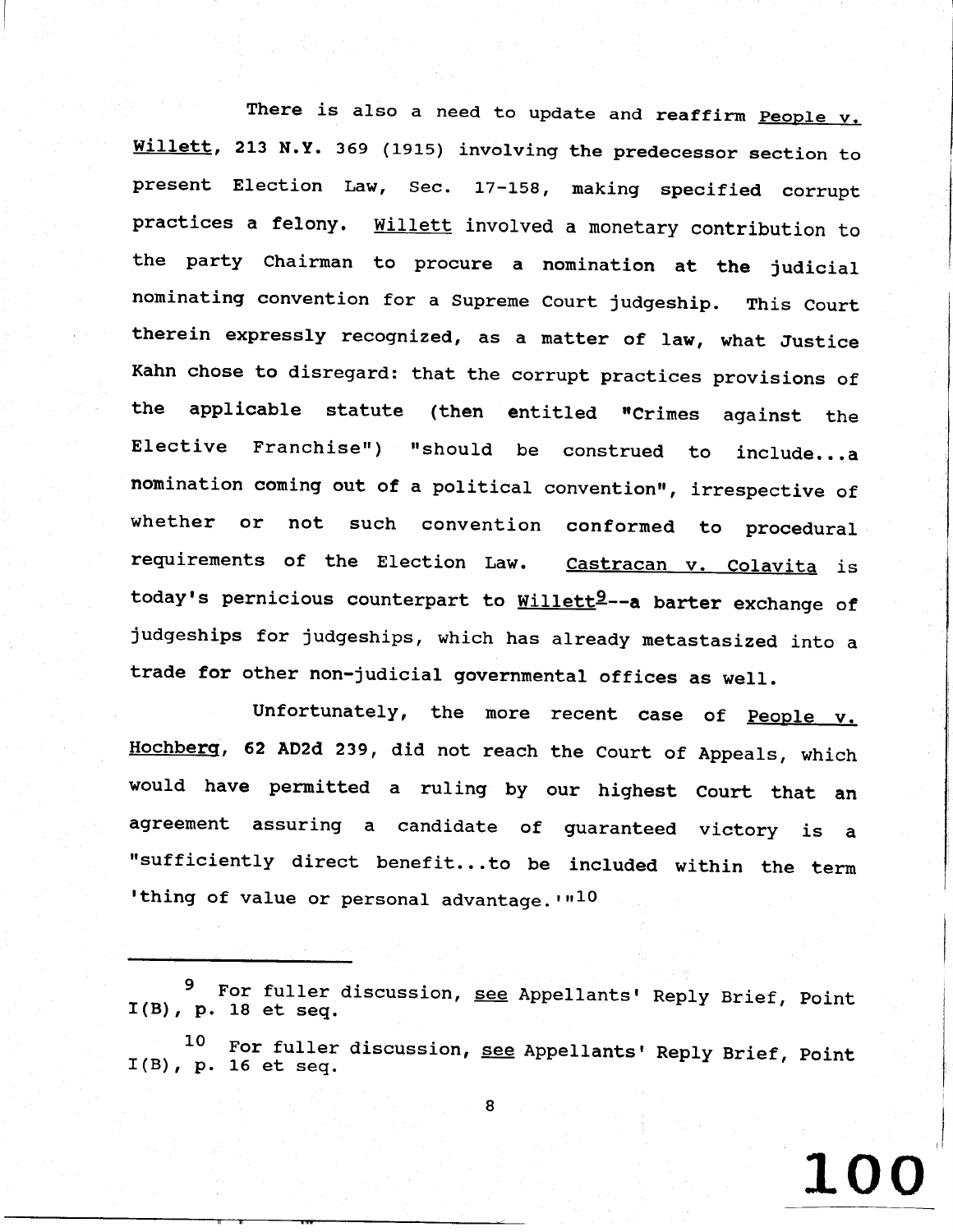There is also a need to update and reaffirm People v. Willett, 213 N.Y. 369 (1915) involving the predecessor section to present Election Law, Sec. 17-158, making specified corrupt practices a felony. Willett involved a monetary contribution to the party Chairman to procure a nomination at the judicial nominating convention for a Supreme Court judgeship. This Court therein expressly recognized, as a matter of law, what Justice Kahn chose to disregard: that the corrupt practices provisions of the applicable statute (then entitled "Crimes against the Elective Franchise") "should be construed to include...a nomination coming out of a political convention", irrespective of whether or not such convention conformed to procedural requirements of the Election Law. Castracan v. Colavita is today's pernicious counterpart to Willett[9]--a barter exchange of judgeships for judgeships, which has already metastasized into a trade for other non-judicial governmental offices as well.

Unfortunately, the more recent case of People v. Hochberg, 62 AD2d 239, did not reach the Court of Appeals, which would have permitted a ruling by our highest Court that an agreement assuring a candidate of guaranteed victory is a "sufficiently direct benefit...to be included within the term 'thing of value or personal advantage.'"[10]

---

[9] For fuller discussion, see Appellants' Reply Brief, Point I(B), p. 18 et seq.

[10] For fuller discussion, see Appellants' Reply Brief, Point I(B), p. 16 et seq.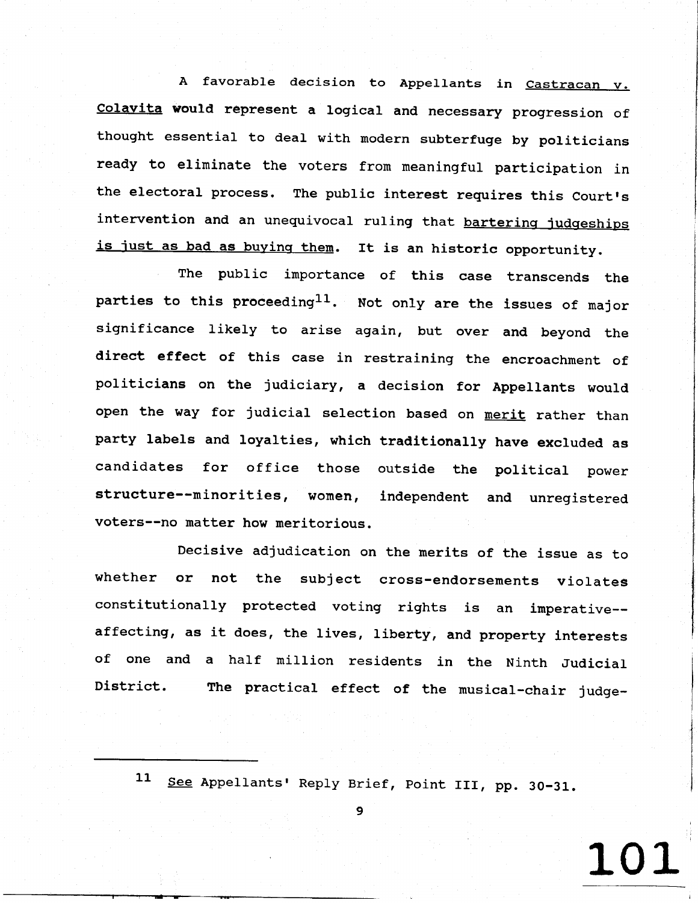A favorable decision to Appellants in Castracan v. Colavita would represent a logical and necessary progression of thought essential to deal with modern subterfuge by politicians ready to eliminate the voters from meaningful participation in the electoral process. The public interest requires this Court's intervention and an unequivocal ruling that bartering judgeships is just as bad as buying them. It is an historic opportunity.

The public importance of this case transcends the parties to this proceeding[11]. Not only are the issues of major significance likely to arise again, but over and beyond the direct effect of this case in restraining the encroachment of politicians on the judiciary, a decision for Appellants would open the way for judicial selection based on merit rather than party labels and loyalties, which traditionally have excluded as candidates for office those outside the political power structure--minorities, women, independent and unregistered voters--no matter how meritorious.

Decisive adjudication on the merits of the issue as to whether or not the subject cross-endorsements violates constitutionally protected voting rights is an imperative--affecting, as it does, the lives, liberty, and property interests of one and a half million residents in the Ninth Judicial District. The practical effect of the musical-chair judge-

---

[11] See Appellants' Reply Brief, Point III, pp. 30-31.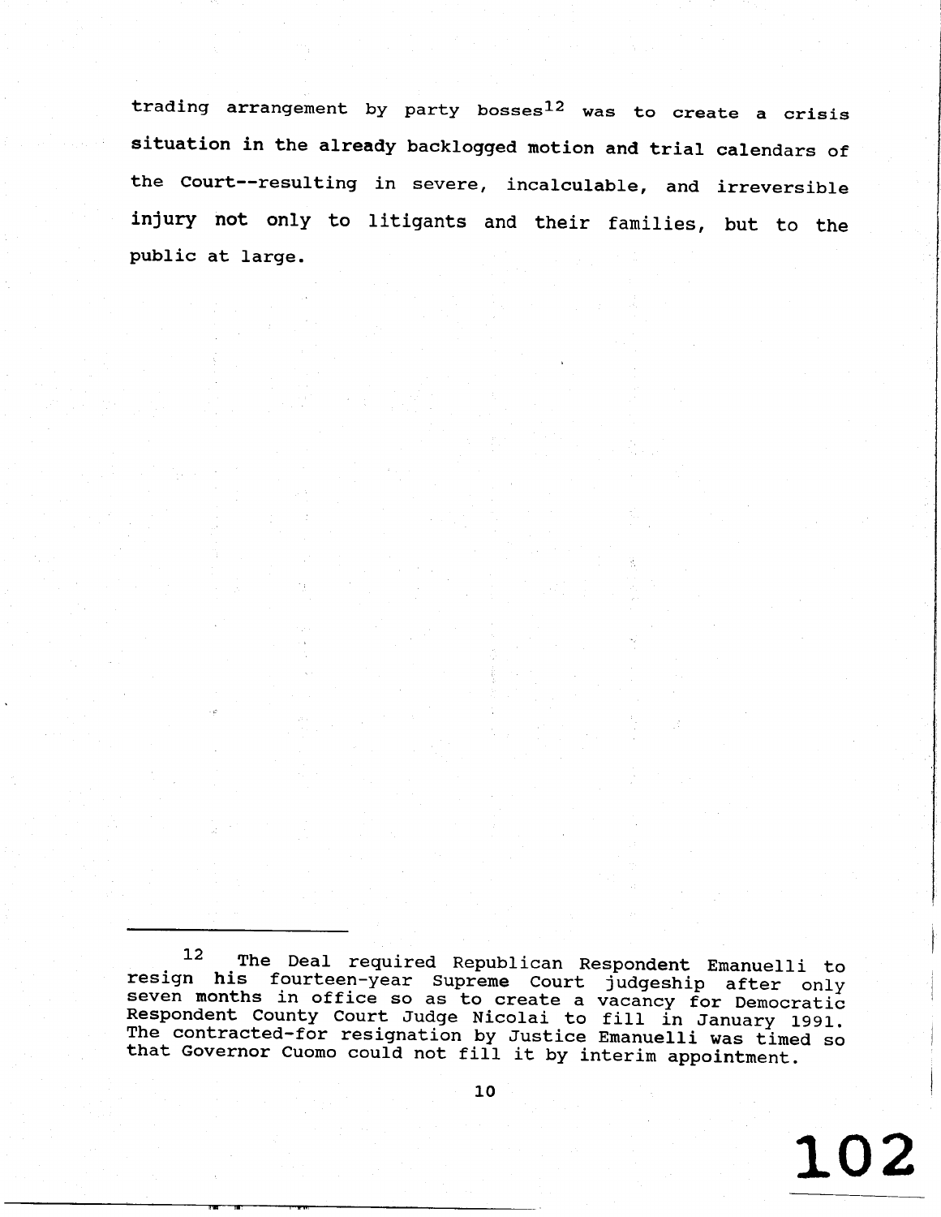trading arrangement by party bosses[12] was to create a crisis situation in the already backlogged motion and trial calendars of the Court--resulting in severe, incalculable, and irreversible injury not only to litigants and their families, but to the public at large.

---

[12] The Deal required Republican Respondent Emanuelli to resign his fourteen-year Supreme Court judgeship after only seven months in office so as to create a vacancy for Democratic Respondent County Court Judge Nicolai to fill in January 1991. The contracted-for resignation by Justice Emanuelli was timed so that Governor Cuomo could not fill it by interim appointment.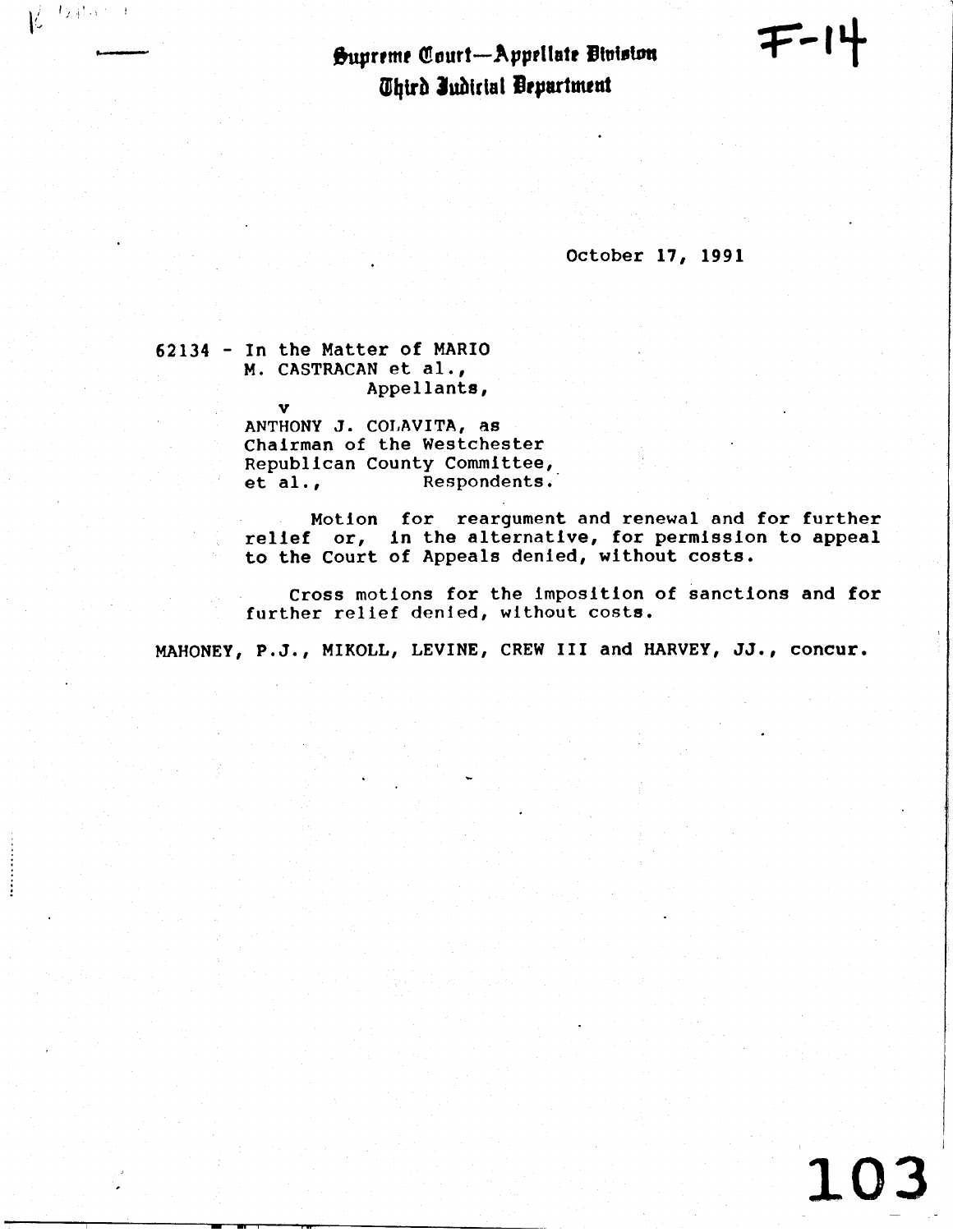# Supreme Court—Appellate Division
## Third Judicial Department

F-14

October 17, 1991

62134 - In the Matter of MARIO M. CASTRACAN et al., Appellants,

v

ANTHONY J. COLAVITA, as Chairman of the Westchester Republican County Committee, et al., Respondents.

Motion for reargument and renewal and for further relief or, in the alternative, for permission to appeal to the Court of Appeals denied, without costs.

Cross motions for the imposition of sanctions and for further relief denied, without costs.

MAHONEY, P.J., MIKOLL, LEVINE, CREW III and HARVEY, JJ., concur.